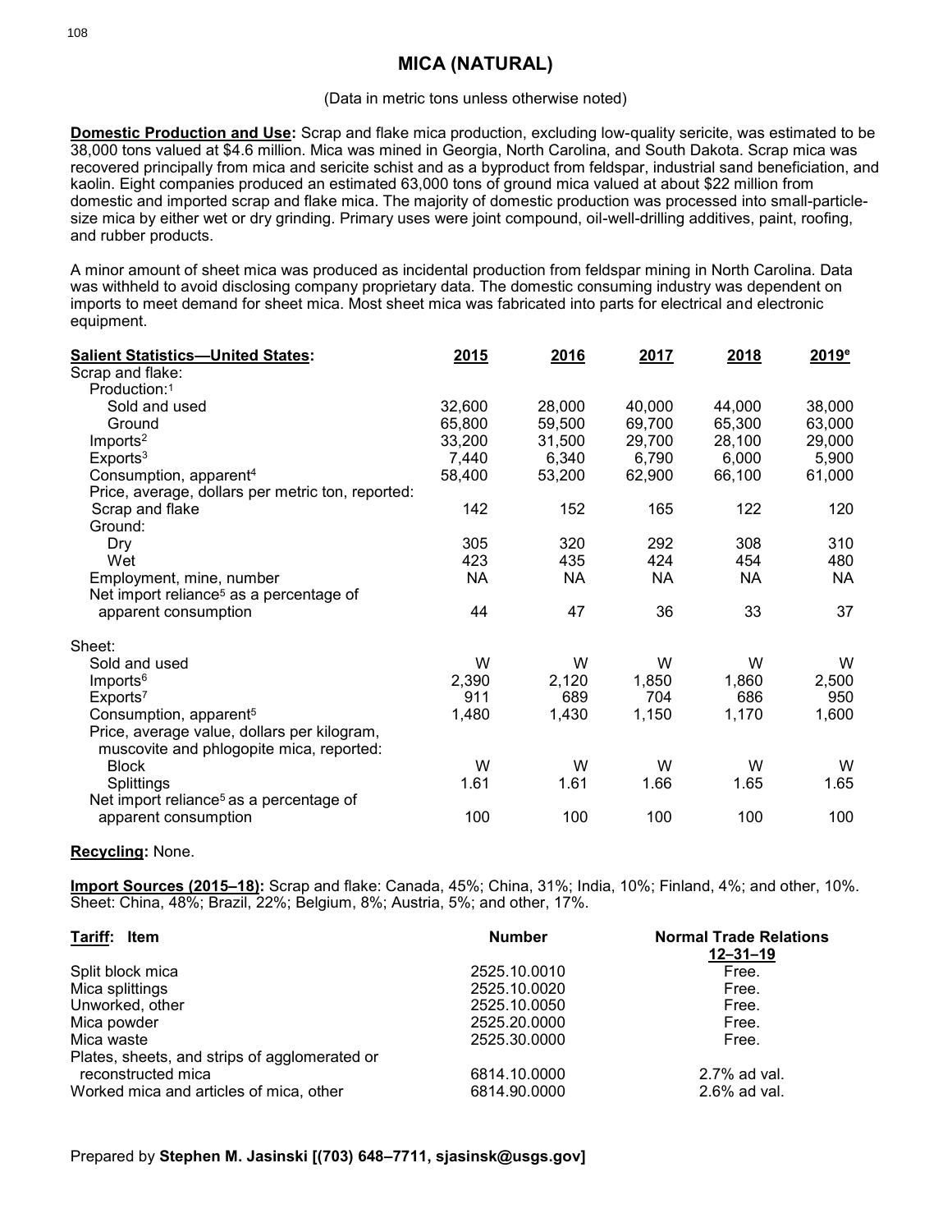# MICA (NATURAL)

(Data in metric tons unless otherwise noted)

**Domestic Production and Use:** Scrap and flake mica production, excluding low-quality sericite, was estimated to be 38,000 tons valued at $4.6 million. Mica was mined in Georgia, North Carolina, and South Dakota. Scrap mica was recovered principally from mica and sericite schist and as a byproduct from feldspar, industrial sand beneficiation, and kaolin. Eight companies produced an estimated 63,000 tons of ground mica valued at about $22 million from domestic and imported scrap and flake mica. The majority of domestic production was processed into small-particle-size mica by either wet or dry grinding. Primary uses were joint compound, oil-well-drilling additives, paint, roofing, and rubber products.

A minor amount of sheet mica was produced as incidental production from feldspar mining in North Carolina. Data was withheld to avoid disclosing company proprietary data. The domestic consuming industry was dependent on imports to meet demand for sheet mica. Most sheet mica was fabricated into parts for electrical and electronic equipment.

| **Salient Statistics—United States:** | 2015 | 2016 | 2017 | 2018 | 2019[e] |
|---|---|---|---|---|---|
| Scrap and flake: | | | | | |
| Production:[1] | | | | | |
| Sold and used | 32,600 | 28,000 | 40,000 | 44,000 | 38,000 |
| Ground | 65,800 | 59,500 | 69,700 | 65,300 | 63,000 |
| Imports[2] | 33,200 | 31,500 | 29,700 | 28,100 | 29,000 |
| Exports[3] | 7,440 | 6,340 | 6,790 | 6,000 | 5,900 |
| Consumption, apparent[4] | 58,400 | 53,200 | 62,900 | 66,100 | 61,000 |
| Price, average, dollars per metric ton, reported: | | | | | |
| Scrap and flake | 142 | 152 | 165 | 122 | 120 |
| Ground: | | | | | |
| Dry | 305 | 320 | 292 | 308 | 310 |
| Wet | 423 | 435 | 424 | 454 | 480 |
| Employment, mine, number | NA | NA | NA | NA | NA |
| Net import reliance[5] as a percentage of apparent consumption | 44 | 47 | 36 | 33 | 37 |
| Sheet: | | | | | |
| Sold and used | W | W | W | W | W |
| Imports[6] | 2,390 | 2,120 | 1,850 | 1,860 | 2,500 |
| Exports[7] | 911 | 689 | 704 | 686 | 950 |
| Consumption, apparent[5] | 1,480 | 1,430 | 1,150 | 1,170 | 1,600 |
| Price, average value, dollars per kilogram, muscovite and phlogopite mica, reported: | | | | | |
| Block | W | W | W | W | W |
| Splittings | 1.61 | 1.61 | 1.66 | 1.65 | 1.65 |
| Net import reliance[5] as a percentage of apparent consumption | 100 | 100 | 100 | 100 | 100 |

**Recycling:** None.

**Import Sources (2015–18):** Scrap and flake: Canada, 45%; China, 31%; India, 10%; Finland, 4%; and other, 10%. Sheet: China, 48%; Brazil, 22%; Belgium, 8%; Austria, 5%; and other, 17%.

| **Tariff:** Item | Number | Normal Trade Relations 12–31–19 |
|---|---|---|
| Split block mica | 2525.10.0010 | Free. |
| Mica splittings | 2525.10.0020 | Free. |
| Unworked, other | 2525.10.0050 | Free. |
| Mica powder | 2525.20.0000 | Free. |
| Mica waste | 2525.30.0000 | Free. |
| Plates, sheets, and strips of agglomerated or reconstructed mica | 6814.10.0000 | 2.7% ad val. |
| Worked mica and articles of mica, other | 6814.90.0000 | 2.6% ad val. |

Prepared by **Stephen M. Jasinski [(703) 648–7711, sjasinsk@usgs.gov]**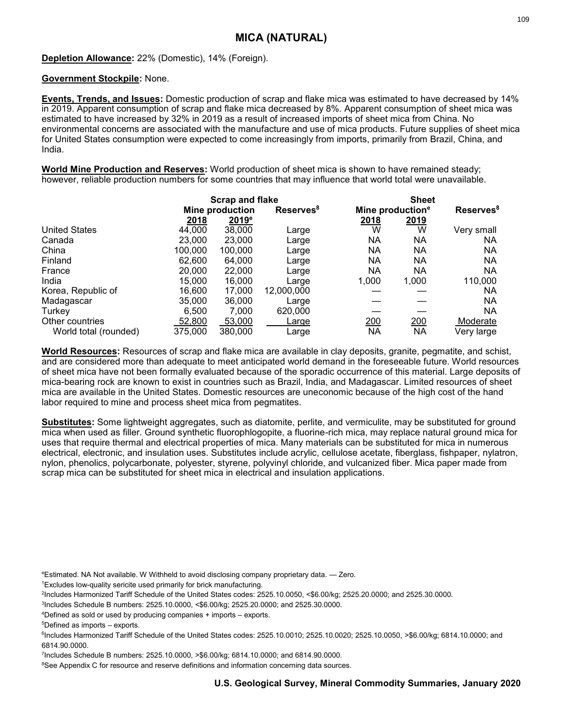# MICA (NATURAL)

**Depletion Allowance:** 22% (Domestic), 14% (Foreign).

**Government Stockpile:** None.

**Events, Trends, and Issues:** Domestic production of scrap and flake mica was estimated to have decreased by 14% in 2019. Apparent consumption of scrap and flake mica decreased by 8%. Apparent consumption of sheet mica was estimated to have increased by 32% in 2019 as a result of increased imports of sheet mica from China. No environmental concerns are associated with the manufacture and use of mica products. Future supplies of sheet mica for United States consumption were expected to come increasingly from imports, primarily from Brazil, China, and India.

**World Mine Production and Reserves:** World production of sheet mica is shown to have remained steady; however, reliable production numbers for some countries that may influence that world total were unavailable.

| | Scrap and flake | | | Sheet | | |
|---|---|---|---|---|---|---|
| | Mine production | | Reserves[8] | Mine production[e] | | Reserves[8] |
| | 2018 | 2019[e] | | 2018 | 2019 | |
| United States | 44,000 | 38,000 | Large | W | W | Very small |
| Canada | 23,000 | 23,000 | Large | NA | NA | NA |
| China | 100,000 | 100,000 | Large | NA | NA | NA |
| Finland | 62,600 | 64,000 | Large | NA | NA | NA |
| France | 20,000 | 22,000 | Large | NA | NA | NA |
| India | 15,000 | 16,000 | Large | 1,000 | 1,000 | 110,000 |
| Korea, Republic of | 16,600 | 17,000 | 12,000,000 | — | — | NA |
| Madagascar | 35,000 | 36,000 | Large | — | — | NA |
| Turkey | 6,500 | 7,000 | 620,000 | — | — | NA |
| Other countries | 52,800 | 53,000 | Large | 200 | 200 | Moderate |
| World total (rounded) | 375,000 | 380,000 | Large | NA | NA | Very large |

**World Resources:** Resources of scrap and flake mica are available in clay deposits, granite, pegmatite, and schist, and are considered more than adequate to meet anticipated world demand in the foreseeable future. World resources of sheet mica have not been formally evaluated because of the sporadic occurrence of this material. Large deposits of mica-bearing rock are known to exist in countries such as Brazil, India, and Madagascar. Limited resources of sheet mica are available in the United States. Domestic resources are uneconomic because of the high cost of the hand labor required to mine and process sheet mica from pegmatites.

**Substitutes:** Some lightweight aggregates, such as diatomite, perlite, and vermiculite, may be substituted for ground mica when used as filler. Ground synthetic fluorophlogopite, a fluorine-rich mica, may replace natural ground mica for uses that require thermal and electrical properties of mica. Many materials can be substituted for mica in numerous electrical, electronic, and insulation uses. Substitutes include acrylic, cellulose acetate, fiberglass, fishpaper, nylatron, nylon, phenolics, polycarbonate, polyester, styrene, polyvinyl chloride, and vulcanized fiber. Mica paper made from scrap mica can be substituted for sheet mica in electrical and insulation applications.

[e]Estimated. NA Not available. W Withheld to avoid disclosing company proprietary data. — Zero.

[1]Excludes low-quality sericite used primarily for brick manufacturing.

[2]Includes Harmonized Tariff Schedule of the United States codes: 2525.10.0050, <$6.00/kg; 2525.20.0000; and 2525.30.0000.

[3]Includes Schedule B numbers: 2525.10.0000, <$6.00/kg; 2525.20.0000; and 2525.30.0000.

[4]Defined as sold or used by producing companies + imports – exports.

[5]Defined as imports – exports.

[6]Includes Harmonized Tariff Schedule of the United States codes: 2525.10.0010; 2525.10.0020; 2525.10.0050, >$6.00/kg; 6814.10.0000; and 6814.90.0000.

[7]Includes Schedule B numbers: 2525.10.0000, >$6.00/kg; 6814.10.0000; and 6814.90.0000.

[8]See Appendix C for resource and reserve definitions and information concerning data sources.